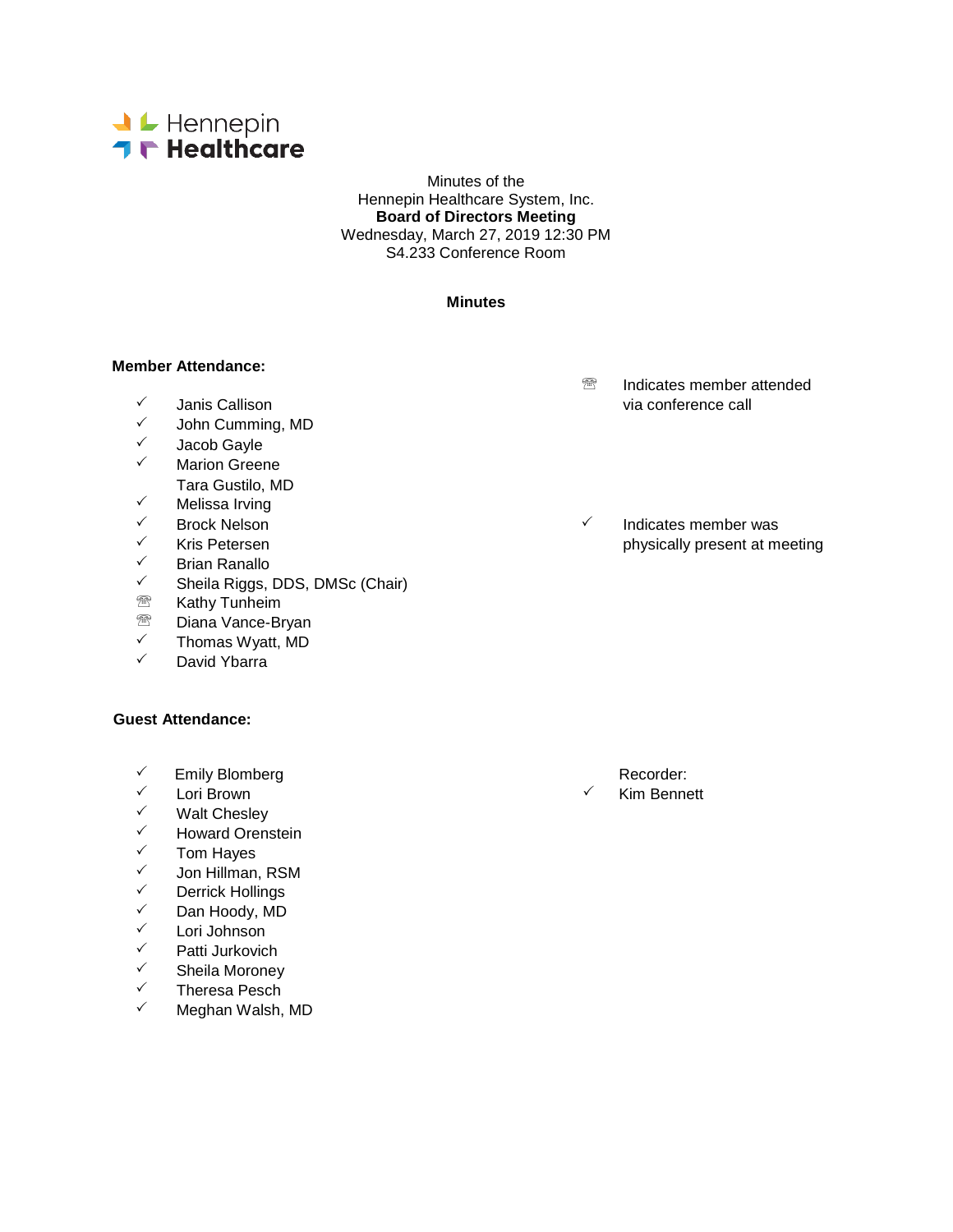Hennepin Healthcare

Minutes of the
Hennepin Healthcare System, Inc.
**Board of Directors Meeting**
Wednesday, March 27, 2019 12:30 PM
S4.233 Conference Room

**Minutes**

**Member Attendance:**

- ✓ Janis Callison
- ✓ John Cumming, MD
- ✓ Jacob Gayle
- ✓ Marion Greene
- Tara Gustilo, MD
- ✓ Melissa Irving
- ✓ Brock Nelson
- ✓ Kris Petersen
- ✓ Brian Ranallo
- ✓ Sheila Riggs, DDS, DMSc (Chair)
- ☎ Kathy Tunheim
- ☎ Diana Vance-Bryan
- ✓ Thomas Wyatt, MD
- ✓ David Ybarra

☎ Indicates member attended via conference call

✓ Indicates member was physically present at meeting

**Guest Attendance:**

- ✓ Emily Blomberg
- ✓ Lori Brown
- ✓ Walt Chesley
- ✓ Howard Orenstein
- ✓ Tom Hayes
- ✓ Jon Hillman, RSM
- ✓ Derrick Hollings
- ✓ Dan Hoody, MD
- ✓ Lori Johnson
- ✓ Patti Jurkovich
- ✓ Sheila Moroney
- ✓ Theresa Pesch
- ✓ Meghan Walsh, MD

Recorder:
✓ Kim Bennett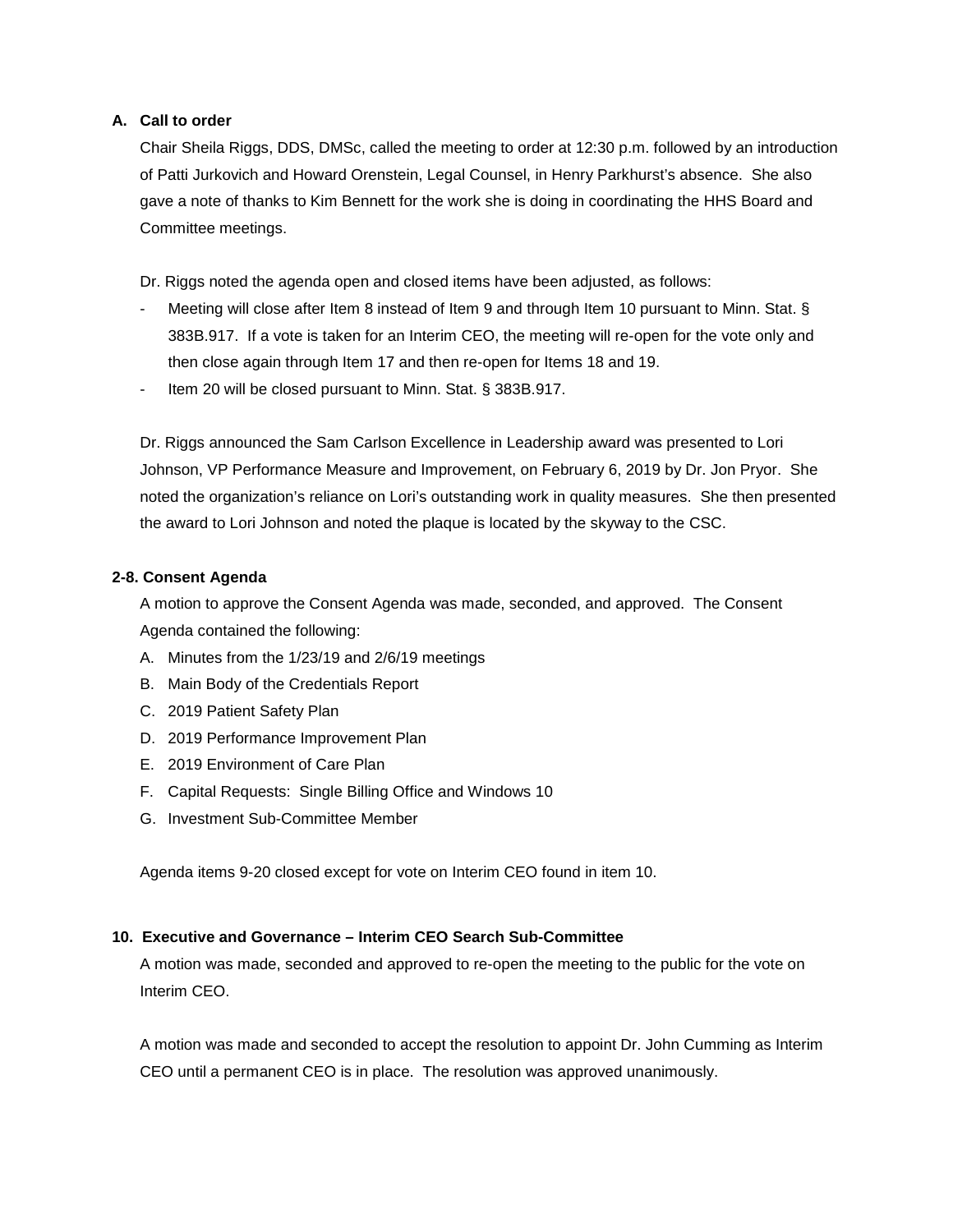**A. Call to order**

Chair Sheila Riggs, DDS, DMSc, called the meeting to order at 12:30 p.m. followed by an introduction of Patti Jurkovich and Howard Orenstein, Legal Counsel, in Henry Parkhurst's absence. She also gave a note of thanks to Kim Bennett for the work she is doing in coordinating the HHS Board and Committee meetings.

Dr. Riggs noted the agenda open and closed items have been adjusted, as follows:

- Meeting will close after Item 8 instead of Item 9 and through Item 10 pursuant to Minn. Stat. § 383B.917. If a vote is taken for an Interim CEO, the meeting will re-open for the vote only and then close again through Item 17 and then re-open for Items 18 and 19.
- Item 20 will be closed pursuant to Minn. Stat. § 383B.917.

Dr. Riggs announced the Sam Carlson Excellence in Leadership award was presented to Lori Johnson, VP Performance Measure and Improvement, on February 6, 2019 by Dr. Jon Pryor. She noted the organization's reliance on Lori's outstanding work in quality measures. She then presented the award to Lori Johnson and noted the plaque is located by the skyway to the CSC.

**2-8. Consent Agenda**

A motion to approve the Consent Agenda was made, seconded, and approved. The Consent Agenda contained the following:

A. Minutes from the 1/23/19 and 2/6/19 meetings
B. Main Body of the Credentials Report
C. 2019 Patient Safety Plan
D. 2019 Performance Improvement Plan
E. 2019 Environment of Care Plan
F. Capital Requests: Single Billing Office and Windows 10
G. Investment Sub-Committee Member

Agenda items 9-20 closed except for vote on Interim CEO found in item 10.

**10. Executive and Governance – Interim CEO Search Sub-Committee**

A motion was made, seconded and approved to re-open the meeting to the public for the vote on Interim CEO.

A motion was made and seconded to accept the resolution to appoint Dr. John Cumming as Interim CEO until a permanent CEO is in place. The resolution was approved unanimously.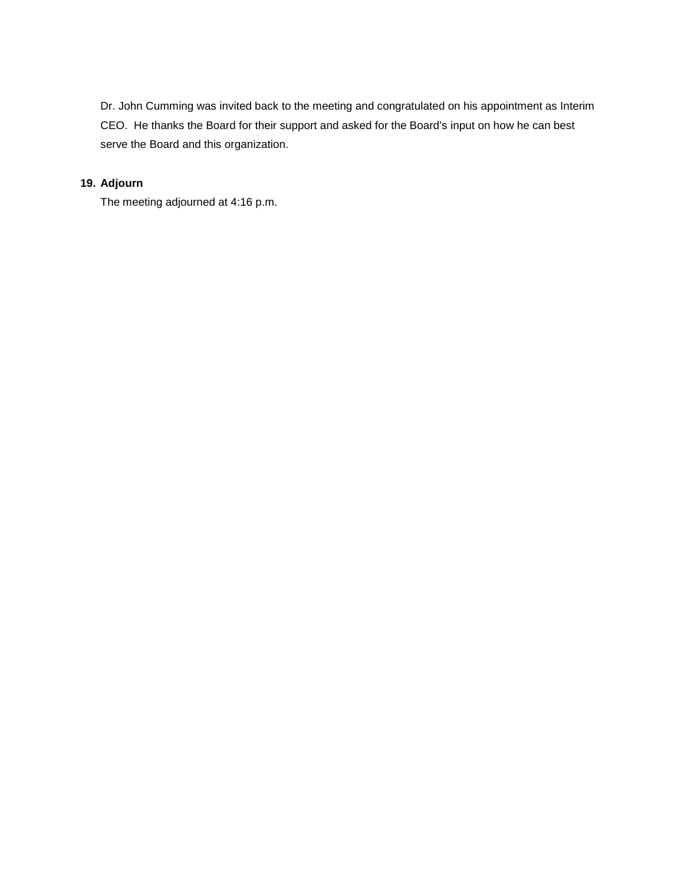Dr. John Cumming was invited back to the meeting and congratulated on his appointment as Interim CEO. He thanks the Board for their support and asked for the Board's input on how he can best serve the Board and this organization.

**19. Adjourn**

The meeting adjourned at 4:16 p.m.